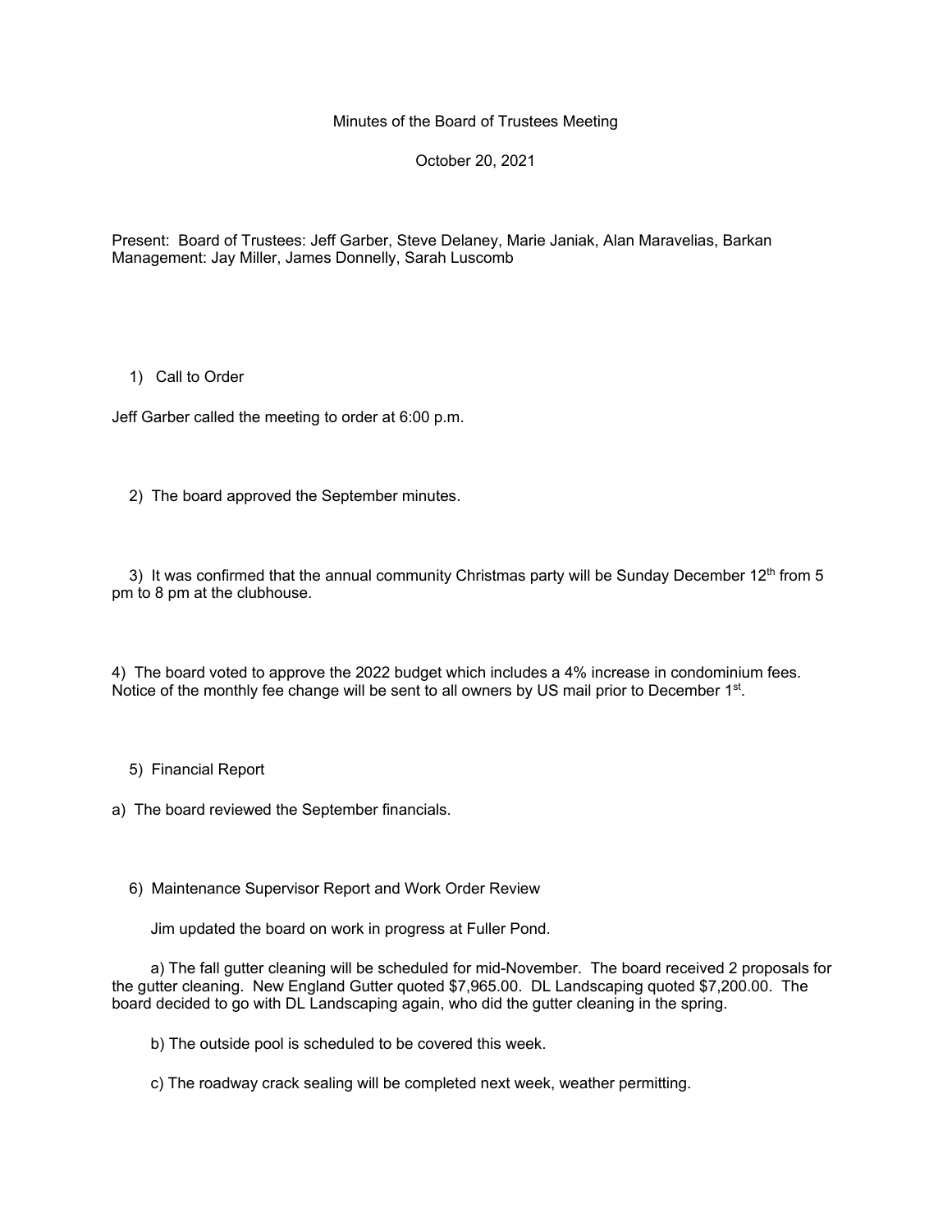Minutes of the Board of Trustees Meeting

October 20, 2021

Present: Board of Trustees: Jeff Garber, Steve Delaney, Marie Janiak, Alan Maravelias, Barkan Management: Jay Miller, James Donnelly, Sarah Luscomb

1) Call to Order

Jeff Garber called the meeting to order at 6:00 p.m.

2) The board approved the September minutes.

3) It was confirmed that the annual community Christmas party will be Sunday December 12th from 5 pm to 8 pm at the clubhouse.

4) The board voted to approve the 2022 budget which includes a 4% increase in condominium fees. Notice of the monthly fee change will be sent to all owners by US mail prior to December 1st.

5) Financial Report

a) The board reviewed the September financials.

6) Maintenance Supervisor Report and Work Order Review

Jim updated the board on work in progress at Fuller Pond.

a) The fall gutter cleaning will be scheduled for mid-November. The board received 2 proposals for the gutter cleaning. New England Gutter quoted $7,965.00. DL Landscaping quoted $7,200.00. The board decided to go with DL Landscaping again, who did the gutter cleaning in the spring.

b) The outside pool is scheduled to be covered this week.

c) The roadway crack sealing will be completed next week, weather permitting.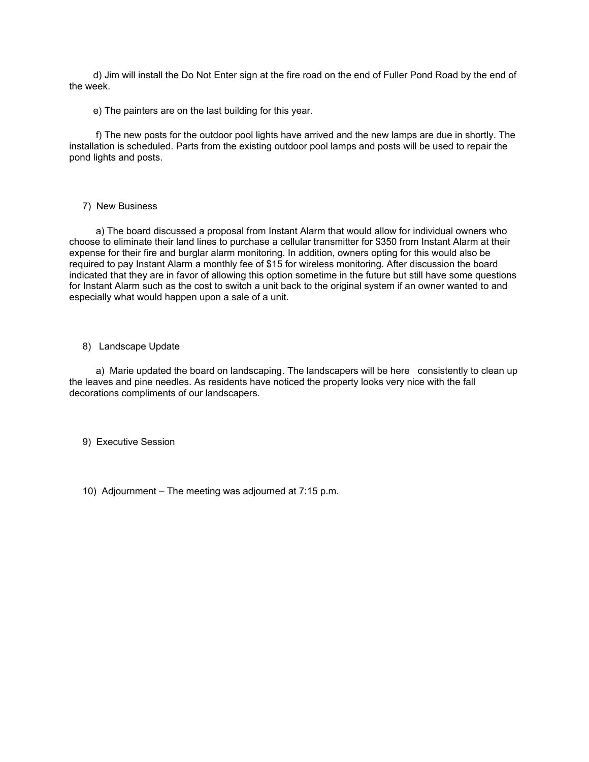d) Jim will install the Do Not Enter sign at the fire road on the end of Fuller Pond Road by the end of the week.

e) The painters are on the last building for this year.

f) The new posts for the outdoor pool lights have arrived and the new lamps are due in shortly. The installation is scheduled. Parts from the existing outdoor pool lamps and posts will be used to repair the pond lights and posts.

7) New Business

a) The board discussed a proposal from Instant Alarm that would allow for individual owners who choose to eliminate their land lines to purchase a cellular transmitter for $350 from Instant Alarm at their expense for their fire and burglar alarm monitoring. In addition, owners opting for this would also be required to pay Instant Alarm a monthly fee of $15 for wireless monitoring. After discussion the board indicated that they are in favor of allowing this option sometime in the future but still have some questions for Instant Alarm such as the cost to switch a unit back to the original system if an owner wanted to and especially what would happen upon a sale of a unit.

8) Landscape Update

a) Marie updated the board on landscaping. The landscapers will be here consistently to clean up the leaves and pine needles. As residents have noticed the property looks very nice with the fall decorations compliments of our landscapers.

9) Executive Session

10) Adjournment – The meeting was adjourned at 7:15 p.m.